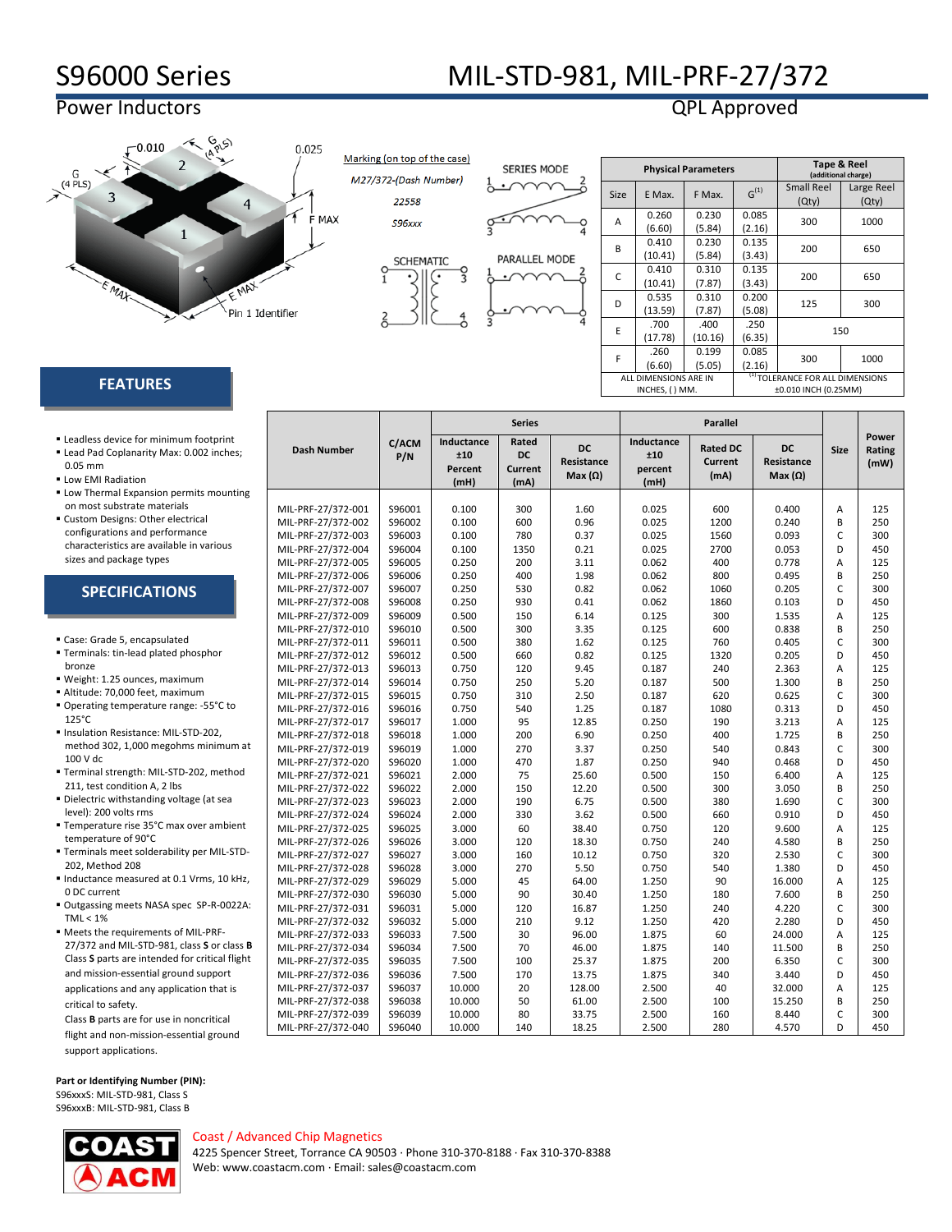# S96000 Series

## Power Inductors

# MIL-STD-981, MIL-PRF-27/372

## QPL Approved

Marking (on top of the case)

M27/372-(Dash Number)

22558

S96xxx

| Size | Physical Parameters | | | Tape & Reel (additional charge) | |
|---|---|---|---|---|---|
| | E Max. | F Max. | G[1] | Small Reel (Qty) | Large Reel (Qty) |
| A | 0.260 (6.60) | 0.230 (5.84) | 0.085 (2.16) | 300 | 1000 |
| B | 0.410 (10.41) | 0.230 (5.84) | 0.135 (3.43) | 200 | 650 |
| C | 0.410 (10.41) | 0.310 (7.87) | 0.135 (3.43) | 200 | 650 |
| D | 0.535 (13.59) | 0.310 (7.87) | 0.200 (5.08) | 125 | 300 |
| E | .700 (17.78) | .400 (10.16) | .250 (6.35) | 150 | |
| F | .260 (6.60) | 0.199 (5.05) | 0.085 (2.16) | 300 | 1000 |
| ALL DIMENSIONS ARE IN INCHES, ( ) MM. | | | [1] TOLERANCE FOR ALL DIMENSIONS ±0.010 INCH (0.25MM) | | |

## FEATURES

- Leadless device for minimum footprint
- Lead Pad Coplanarity Max: 0.002 inches; 0.05 mm
- Low EMI Radiation
- Low Thermal Expansion permits mounting on most substrate materials
- Custom Designs: Other electrical configurations and performance characteristics are available in various sizes and package types

## SPECIFICATIONS

- Case: Grade 5, encapsulated
- Terminals: tin-lead plated phosphor bronze
- Weight: 1.25 ounces, maximum
- Altitude: 70,000 feet, maximum
- Operating temperature range: -55°C to 125°C
- Insulation Resistance: MIL-STD-202, method 302, 1,000 megohms minimum at 100 V dc
- Terminal strength: MIL-STD-202, method 211, test condition A, 2 lbs
- Dielectric withstanding voltage (at sea level): 200 volts rms
- Temperature rise 35°C max over ambient temperature of 90°C
- Terminals meet solderability per MIL-STD-202, Method 208
- Inductance measured at 0.1 Vrms, 10 kHz, 0 DC current
- Outgassing meets NASA spec SP-R-0022A: TML < 1%
- Meets the requirements of MIL-PRF-27/372 and MIL-STD-981, class **S** or class **B**
  Class **S** parts are intended for critical flight and mission-essential ground support applications and any application that is critical to safety.
  Class **B** parts are for use in noncritical flight and non-mission-essential ground support applications.

| Dash Number | C/ACM P/N | Series | | | Parallel | | | Size | Power Rating (mW) |
|---|---|---|---|---|---|---|---|---|---|
| | | Inductance ±10 Percent (mH) | Rated DC Current (mA) | DC Resistance Max (Ω) | Inductance ±10 percent (mH) | Rated DC Current (mA) | DC Resistance Max (Ω) | | |
| MIL-PRF-27/372-001 | S96001 | 0.100 | 300 | 1.60 | 0.025 | 600 | 0.400 | A | 125 |
| MIL-PRF-27/372-002 | S96002 | 0.100 | 600 | 0.96 | 0.025 | 1200 | 0.240 | B | 250 |
| MIL-PRF-27/372-003 | S96003 | 0.100 | 780 | 0.37 | 0.025 | 1560 | 0.093 | C | 300 |
| MIL-PRF-27/372-004 | S96004 | 0.100 | 1350 | 0.21 | 0.025 | 2700 | 0.053 | D | 450 |
| MIL-PRF-27/372-005 | S96005 | 0.250 | 200 | 3.11 | 0.062 | 400 | 0.778 | A | 125 |
| MIL-PRF-27/372-006 | S96006 | 0.250 | 400 | 1.98 | 0.062 | 800 | 0.495 | B | 250 |
| MIL-PRF-27/372-007 | S96007 | 0.250 | 530 | 0.82 | 0.062 | 1060 | 0.205 | C | 300 |
| MIL-PRF-27/372-008 | S96008 | 0.250 | 930 | 0.41 | 0.062 | 1860 | 0.103 | D | 450 |
| MIL-PRF-27/372-009 | S96009 | 0.500 | 150 | 6.14 | 0.125 | 300 | 1.535 | A | 125 |
| MIL-PRF-27/372-010 | S96010 | 0.500 | 300 | 3.35 | 0.125 | 600 | 0.838 | B | 250 |
| MIL-PRF-27/372-011 | S96011 | 0.500 | 380 | 1.62 | 0.125 | 760 | 0.405 | C | 300 |
| MIL-PRF-27/372-012 | S96012 | 0.500 | 660 | 0.82 | 0.125 | 1320 | 0.205 | D | 450 |
| MIL-PRF-27/372-013 | S96013 | 0.750 | 120 | 9.45 | 0.187 | 240 | 2.363 | A | 125 |
| MIL-PRF-27/372-014 | S96014 | 0.750 | 250 | 5.20 | 0.187 | 500 | 1.300 | B | 250 |
| MIL-PRF-27/372-015 | S96015 | 0.750 | 310 | 2.50 | 0.187 | 620 | 0.625 | C | 300 |
| MIL-PRF-27/372-016 | S96016 | 0.750 | 540 | 1.25 | 0.187 | 1080 | 0.313 | D | 450 |
| MIL-PRF-27/372-017 | S96017 | 1.000 | 95 | 12.85 | 0.250 | 190 | 3.213 | A | 125 |
| MIL-PRF-27/372-018 | S96018 | 1.000 | 200 | 6.90 | 0.250 | 400 | 1.725 | B | 250 |
| MIL-PRF-27/372-019 | S96019 | 1.000 | 270 | 3.37 | 0.250 | 540 | 0.843 | C | 300 |
| MIL-PRF-27/372-020 | S96020 | 1.000 | 470 | 1.87 | 0.250 | 940 | 0.468 | D | 450 |
| MIL-PRF-27/372-021 | S96021 | 2.000 | 75 | 25.60 | 0.500 | 150 | 6.400 | A | 125 |
| MIL-PRF-27/372-022 | S96022 | 2.000 | 150 | 12.20 | 0.500 | 300 | 3.050 | B | 250 |
| MIL-PRF-27/372-023 | S96023 | 2.000 | 190 | 6.75 | 0.500 | 380 | 1.690 | C | 300 |
| MIL-PRF-27/372-024 | S96024 | 2.000 | 330 | 3.62 | 0.500 | 660 | 0.910 | D | 450 |
| MIL-PRF-27/372-025 | S96025 | 3.000 | 60 | 38.40 | 0.750 | 120 | 9.600 | A | 125 |
| MIL-PRF-27/372-026 | S96026 | 3.000 | 120 | 18.30 | 0.750 | 240 | 4.580 | B | 250 |
| MIL-PRF-27/372-027 | S96027 | 3.000 | 160 | 10.12 | 0.750 | 320 | 2.530 | C | 300 |
| MIL-PRF-27/372-028 | S96028 | 3.000 | 270 | 5.50 | 0.750 | 540 | 1.380 | D | 450 |
| MIL-PRF-27/372-029 | S96029 | 5.000 | 45 | 64.00 | 1.250 | 90 | 16.000 | A | 125 |
| MIL-PRF-27/372-030 | S96030 | 5.000 | 90 | 30.40 | 1.250 | 180 | 7.600 | B | 250 |
| MIL-PRF-27/372-031 | S96031 | 5.000 | 120 | 16.87 | 1.250 | 240 | 4.220 | C | 300 |
| MIL-PRF-27/372-032 | S96032 | 5.000 | 210 | 9.12 | 1.250 | 420 | 2.280 | D | 450 |
| MIL-PRF-27/372-033 | S96033 | 7.500 | 30 | 96.00 | 1.875 | 60 | 24.000 | A | 125 |
| MIL-PRF-27/372-034 | S96034 | 7.500 | 70 | 46.00 | 1.875 | 140 | 11.500 | B | 250 |
| MIL-PRF-27/372-035 | S96035 | 7.500 | 100 | 25.37 | 1.875 | 200 | 6.350 | C | 300 |
| MIL-PRF-27/372-036 | S96036 | 7.500 | 170 | 13.75 | 1.875 | 340 | 3.440 | D | 450 |
| MIL-PRF-27/372-037 | S96037 | 10.000 | 20 | 128.00 | 2.500 | 40 | 32.000 | A | 125 |
| MIL-PRF-27/372-038 | S96038 | 10.000 | 50 | 61.00 | 2.500 | 100 | 15.250 | B | 250 |
| MIL-PRF-27/372-039 | S96039 | 10.000 | 80 | 33.75 | 2.500 | 160 | 8.440 | C | 300 |
| MIL-PRF-27/372-040 | S96040 | 10.000 | 140 | 18.25 | 2.500 | 280 | 4.570 | D | 450 |

**Part or Identifying Number (PIN):**
S96xxxS: MIL-STD-981, Class S
S96xxxB: MIL-STD-981, Class B

Coast / Advanced Chip Magnetics
4225 Spencer Street, Torrance CA 90503 · Phone 310-370-8188 · Fax 310-370-8388
Web: www.coastacm.com · Email: sales@coastacm.com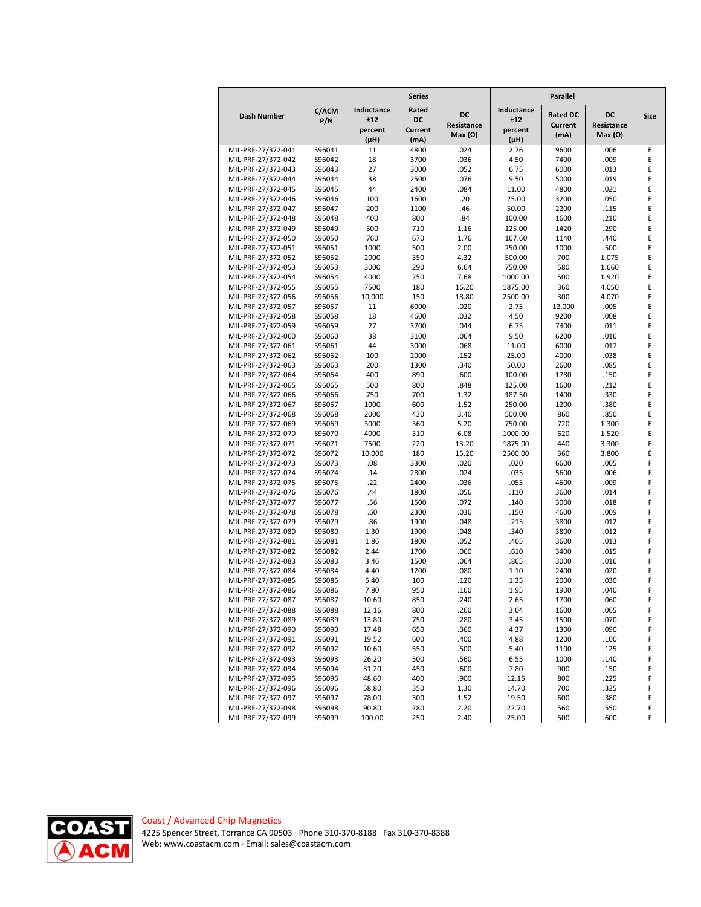| Dash Number | C/ACM P/N | Series | | | Parallel | | | Size |
|---|---|---|---|---|---|---|---|---|
| | | Inductance ±12 percent (μH) | Rated DC Current (mA) | DC Resistance Max (Ω) | Inductance ±12 percent (μH) | Rated DC Current (mA) | DC Resistance Max (Ω) | |
| MIL-PRF-27/372-041 | S96041 | 11 | 4800 | .024 | 2.76 | 9600 | .006 | E |
| MIL-PRF-27/372-042 | S96042 | 18 | 3700 | .036 | 4.50 | 7400 | .009 | E |
| MIL-PRF-27/372-043 | S96043 | 27 | 3000 | .052 | 6.75 | 6000 | .013 | E |
| MIL-PRF-27/372-044 | S96044 | 38 | 2500 | .076 | 9.50 | 5000 | .019 | E |
| MIL-PRF-27/372-045 | S96045 | 44 | 2400 | .084 | 11.00 | 4800 | .021 | E |
| MIL-PRF-27/372-046 | S96046 | 100 | 1600 | .20 | 25.00 | 3200 | .050 | E |
| MIL-PRF-27/372-047 | S96047 | 200 | 1100 | .46 | 50.00 | 2200 | .115 | E |
| MIL-PRF-27/372-048 | S96048 | 400 | 800 | .84 | 100.00 | 1600 | .210 | E |
| MIL-PRF-27/372-049 | S96049 | 500 | 710 | 1.16 | 125.00 | 1420 | .290 | E |
| MIL-PRF-27/372-050 | S96050 | 760 | 670 | 1.76 | 167.60 | 1140 | .440 | E |
| MIL-PRF-27/372-051 | S96051 | 1000 | 500 | 2.00 | 250.00 | 1000 | .500 | E |
| MIL-PRF-27/372-052 | S96052 | 2000 | 350 | 4.32 | 500.00 | 700 | 1.075 | E |
| MIL-PRF-27/372-053 | S96053 | 3000 | 290 | 6.64 | 750.00 | 580 | 1.660 | E |
| MIL-PRF-27/372-054 | S96054 | 4000 | 250 | 7.68 | 1000.00 | 500 | 1.920 | E |
| MIL-PRF-27/372-055 | S96055 | 7500 | 180 | 16.20 | 1875.00 | 360 | 4.050 | E |
| MIL-PRF-27/372-056 | S96056 | 10,000 | 150 | 18.80 | 2500.00 | 300 | 4.070 | E |
| MIL-PRF-27/372-057 | S96057 | 11 | 6000 | .020 | 2.75 | 12,000 | .005 | E |
| MIL-PRF-27/372-058 | S96058 | 18 | 4600 | .032 | 4.50 | 9200 | .008 | E |
| MIL-PRF-27/372-059 | S96059 | 27 | 3700 | .044 | 6.75 | 7400 | .011 | E |
| MIL-PRF-27/372-060 | S96060 | 38 | 3100 | .064 | 9.50 | 6200 | .016 | E |
| MIL-PRF-27/372-061 | S96061 | 44 | 3000 | .068 | 11.00 | 6000 | .017 | E |
| MIL-PRF-27/372-062 | S96062 | 100 | 2000 | .152 | 25.00 | 4000 | .038 | E |
| MIL-PRF-27/372-063 | S96063 | 200 | 1300 | .340 | 50.00 | 2600 | .085 | E |
| MIL-PRF-27/372-064 | S96064 | 400 | 890 | .600 | 100.00 | 1780 | .150 | E |
| MIL-PRF-27/372-065 | S96065 | 500 | 800 | .848 | 125.00 | 1600 | .212 | E |
| MIL-PRF-27/372-066 | S96066 | 750 | 700 | 1.32 | 187.50 | 1400 | .330 | E |
| MIL-PRF-27/372-067 | S96067 | 1000 | 600 | 1.52 | 250.00 | 1200 | .380 | E |
| MIL-PRF-27/372-068 | S96068 | 2000 | 430 | 3.40 | 500.00 | 860 | .850 | E |
| MIL-PRF-27/372-069 | S96069 | 3000 | 360 | 5.20 | 750.00 | 720 | 1.300 | E |
| MIL-PRF-27/372-070 | S96070 | 4000 | 310 | 6.08 | 1000.00 | 620 | 1.520 | E |
| MIL-PRF-27/372-071 | S96071 | 7500 | 220 | 13.20 | 1875.00 | 440 | 3.300 | E |
| MIL-PRF-27/372-072 | S96072 | 10,000 | 180 | 15.20 | 2500.00 | 360 | 3.800 | E |
| MIL-PRF-27/372-073 | S96073 | .08 | 3300 | .020 | .020 | 6600 | .005 | F |
| MIL-PRF-27/372-074 | S96074 | .14 | 2800 | .024 | .035 | 5600 | .006 | F |
| MIL-PRF-27/372-075 | S96075 | .22 | 2400 | .036 | .055 | 4600 | .009 | F |
| MIL-PRF-27/372-076 | S96076 | .44 | 1800 | .056 | .110 | 3600 | .014 | F |
| MIL-PRF-27/372-077 | S96077 | .56 | 1500 | .072 | .140 | 3000 | .018 | F |
| MIL-PRF-27/372-078 | S96078 | .60 | 2300 | .036 | .150 | 4600 | .009 | F |
| MIL-PRF-27/372-079 | S96079 | .86 | 1900 | .048 | .215 | 3800 | .012 | F |
| MIL-PRF-27/372-080 | S96080 | 1.30 | 1900 | .048 | .340 | 3800 | .012 | F |
| MIL-PRF-27/372-081 | S96081 | 1.86 | 1800 | .052 | .465 | 3600 | .013 | F |
| MIL-PRF-27/372-082 | S96082 | 2.44 | 1700 | .060 | .610 | 3400 | .015 | F |
| MIL-PRF-27/372-083 | S96083 | 3.46 | 1500 | .064 | .865 | 3000 | .016 | F |
| MIL-PRF-27/372-084 | S96084 | 4.40 | 1200 | .080 | 1.10 | 2400 | .020 | F |
| MIL-PRF-27/372-085 | S96085 | 5.40 | 100 | .120 | 1.35 | 2000 | .030 | F |
| MIL-PRF-27/372-086 | S96086 | 7.80 | 950 | .160 | 1.95 | 1900 | .040 | F |
| MIL-PRF-27/372-087 | S96087 | 10.60 | 850 | .240 | 2.65 | 1700 | .060 | F |
| MIL-PRF-27/372-088 | S96088 | 12.16 | 800 | .260 | 3.04 | 1600 | .065 | F |
| MIL-PRF-27/372-089 | S96089 | 13.80 | 750 | .280 | 3.45 | 1500 | .070 | F |
| MIL-PRF-27/372-090 | S96090 | 17.48 | 650 | .360 | 4.37 | 1300 | .090 | F |
| MIL-PRF-27/372-091 | S96091 | 19.52 | 600 | .400 | 4.88 | 1200 | .100 | F |
| MIL-PRF-27/372-092 | S96092 | 10.60 | 550 | .500 | 5.40 | 1100 | .125 | F |
| MIL-PRF-27/372-093 | S96093 | 26.20 | 500 | .560 | 6.55 | 1000 | .140 | F |
| MIL-PRF-27/372-094 | S96094 | 31.20 | 450 | .600 | 7.80 | 900 | .150 | F |
| MIL-PRF-27/372-095 | S96095 | 48.60 | 400 | .900 | 12.15 | 800 | .225 | F |
| MIL-PRF-27/372-096 | S96096 | 58.80 | 350 | 1.30 | 14.70 | 700 | .325 | F |
| MIL-PRF-27/372-097 | S96097 | 78.00 | 300 | 1.52 | 19.50 | 600 | .380 | F |
| MIL-PRF-27/372-098 | S96098 | 90.80 | 280 | 2.20 | 22.70 | 560 | .550 | F |
| MIL-PRF-27/372-099 | S96099 | 100.00 | 250 | 2.40 | 25.00 | 500 | .600 | F |

COAST ACM

Coast / Advanced Chip Magnetics
4225 Spencer Street, Torrance CA 90503 · Phone 310-370-8188 · Fax 310-370-8388
Web: www.coastacm.com · Email: sales@coastacm.com